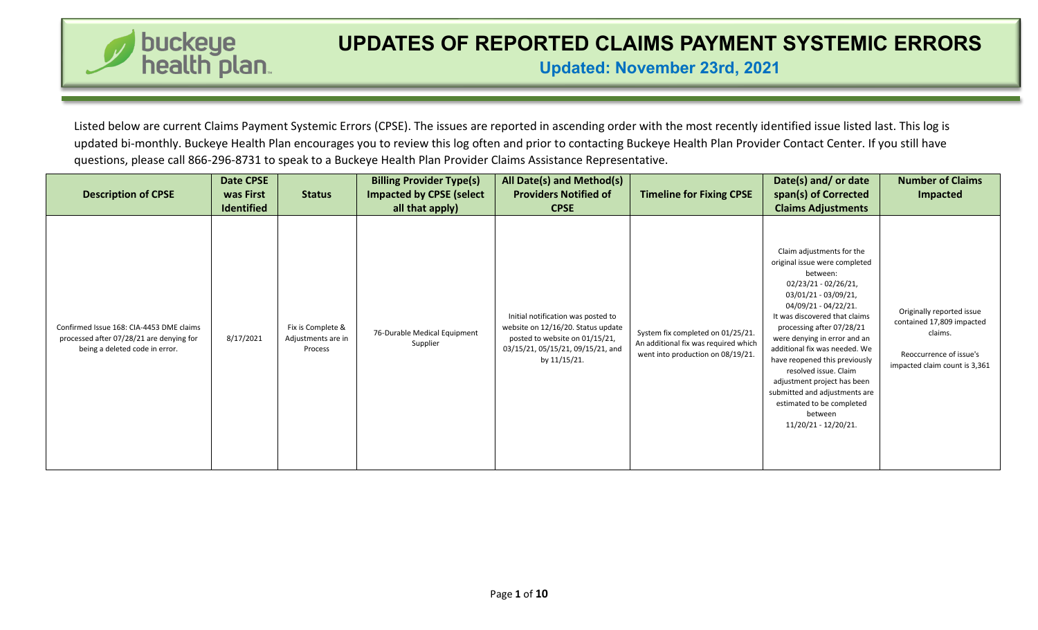# UPDATES OF REPORTED CLAIMS PAYMENT SYSTEMIC ERRORS

**Updated: November 23rd, 2021**

Listed below are current Claims Payment Systemic Errors (CPSE). The issues are reported in ascending order with the most recently identified issue listed last. This log is updated bi-monthly. Buckeye Health Plan encourages you to review this log often and prior to contacting Buckeye Health Plan Provider Contact Center. If you still have questions, please call 866-296-8731 to speak to a Buckeye Health Plan Provider Claims Assistance Representative.

| Description of CPSE | Date CPSE was First Identified | Status | Billing Provider Type(s) Impacted by CPSE (select all that apply) | All Date(s) and Method(s) Providers Notified of CPSE | Timeline for Fixing CPSE | Date(s) and/ or date span(s) of Corrected Claims Adjustments | Number of Claims Impacted |
|---|---|---|---|---|---|---|---|
| Confirmed Issue 168: CIA-4453 DME claims processed after 07/28/21 are denying for being a deleted code in error. | 8/17/2021 | Fix is Complete & Adjustments are in Process | 76-Durable Medical Equipment Supplier | Initial notification was posted to website on 12/16/20. Status update posted to website on 01/15/21, 03/15/21, 05/15/21, 09/15/21, and by 11/15/21. | System fix completed on 01/25/21. An additional fix was required which went into production on 08/19/21. | Claim adjustments for the original issue were completed between: 02/23/21 - 02/26/21, 03/01/21 - 03/09/21, 04/09/21 - 04/22/21. It was discovered that claims processing after 07/28/21 were denying in error and an additional fix was needed. We have reopened this previously resolved issue. Claim adjustment project has been submitted and adjustments are estimated to be completed between 11/20/21 - 12/20/21. | Originally reported issue contained 17,809 impacted claims. Reoccurrence of issue's impacted claim count is 3,361 |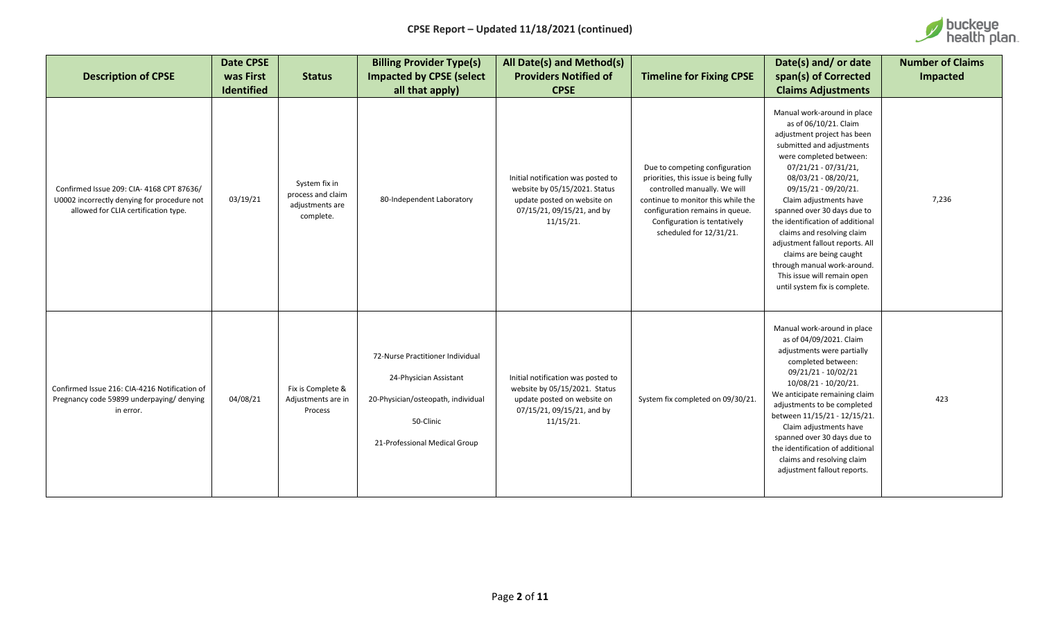# CPSE Report – Updated 11/18/2021 (continued)

| Description of CPSE | Date CPSE was First Identified | Status | Billing Provider Type(s) Impacted by CPSE (select all that apply) | All Date(s) and Method(s) Providers Notified of CPSE | Timeline for Fixing CPSE | Date(s) and/ or date span(s) of Corrected Claims Adjustments | Number of Claims Impacted |
|---|---|---|---|---|---|---|---|
| Confirmed Issue 209: CIA- 4168 CPT 87636/ U0002 incorrectly denying for procedure not allowed for CLIA certification type. | 03/19/21 | System fix in process and claim adjustments are complete. | 80-Independent Laboratory | Initial notification was posted to website by 05/15/2021. Status update posted on website on 07/15/21, 09/15/21, and by 11/15/21. | Due to competing configuration priorities, this issue is being fully controlled manually. We will continue to monitor this while the configuration remains in queue. Configuration is tentatively scheduled for 12/31/21. | Manual work-around in place as of 06/10/21. Claim adjustment project has been submitted and adjustments were completed between: 07/21/21 - 07/31/21, 08/03/21 - 08/20/21, 09/15/21 - 09/20/21. Claim adjustments have spanned over 30 days due to the identification of additional claims and resolving claim adjustment fallout reports. All claims are being caught through manual work-around. This issue will remain open until system fix is complete. | 7,236 |
| Confirmed Issue 216: CIA-4216 Notification of Pregnancy code 59899 underpaying/ denying in error. | 04/08/21 | Fix is Complete & Adjustments are in Process | 72-Nurse Practitioner Individual<br>24-Physician Assistant<br>20-Physician/osteopath, individual<br>50-Clinic<br>21-Professional Medical Group | Initial notification was posted to website by 05/15/2021. Status update posted on website on 07/15/21, 09/15/21, and by 11/15/21. | System fix completed on 09/30/21. | Manual work-around in place as of 04/09/2021. Claim adjustments were partially completed between: 09/21/21 - 10/02/21 10/08/21 - 10/20/21. We anticipate remaining claim adjustments to be completed between 11/15/21 - 12/15/21. Claim adjustments have spanned over 30 days due to the identification of additional claims and resolving claim adjustment fallout reports. | 423 |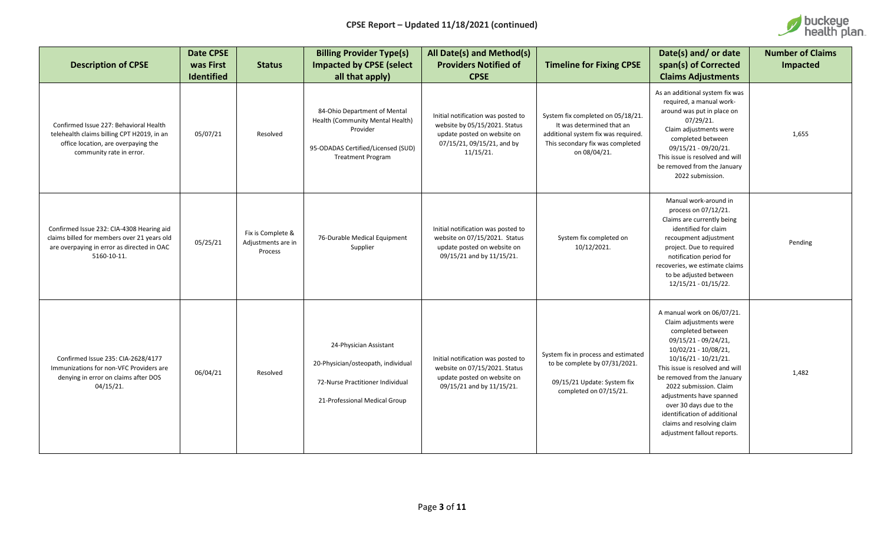# CPSE Report – Updated 11/18/2021 (continued)

| Description of CPSE | Date CPSE was First Identified | Status | Billing Provider Type(s) Impacted by CPSE (select all that apply) | All Date(s) and Method(s) Providers Notified of CPSE | Timeline for Fixing CPSE | Date(s) and/ or date span(s) of Corrected Claims Adjustments | Number of Claims Impacted |
|---|---|---|---|---|---|---|---|
| Confirmed Issue 227: Behavioral Health telehealth claims billing CPT H2019, in an office location, are overpaying the community rate in error. | 05/07/21 | Resolved | 84-Ohio Department of Mental Health (Community Mental Health) Provider<br><br>95-ODADAS Certified/Licensed (SUD) Treatment Program | Initial notification was posted to website by 05/15/2021. Status update posted on website on 07/15/21, 09/15/21, and by 11/15/21. | System fix completed on 05/18/21. It was determined that an additional system fix was required. This secondary fix was completed on 08/04/21. | As an additional system fix was required, a manual work-around was put in place on 07/29/21. Claim adjustments were completed between 09/15/21 - 09/20/21. This issue is resolved and will be removed from the January 2022 submission. | 1,655 |
| Confirmed Issue 232: CIA-4308 Hearing aid claims billed for members over 21 years old are overpaying in error as directed in OAC 5160-10-11. | 05/25/21 | Fix is Complete & Adjustments are in Process | 76-Durable Medical Equipment Supplier | Initial notification was posted to website on 07/15/2021. Status update posted on website on 09/15/21 and by 11/15/21. | System fix completed on 10/12/2021. | Manual work-around in process on 07/12/21. Claims are currently being identified for claim recoupment adjustment project. Due to required notification period for recoveries, we estimate claims to be adjusted between 12/15/21 - 01/15/22. | Pending |
| Confirmed Issue 235: CIA-2628/4177 Immunizations for non-VFC Providers are denying in error on claims after DOS 04/15/21. | 06/04/21 | Resolved | 24-Physician Assistant<br><br>20-Physician/osteopath, individual<br><br>72-Nurse Practitioner Individual<br><br>21-Professional Medical Group | Initial notification was posted to website on 07/15/2021. Status update posted on website on 09/15/21 and by 11/15/21. | System fix in process and estimated to be complete by 07/31/2021.<br><br>09/15/21 Update: System fix completed on 07/15/21. | A manual work on 06/07/21. Claim adjustments were completed between 09/15/21 - 09/24/21, 10/02/21 - 10/08/21, 10/16/21 - 10/21/21. This issue is resolved and will be removed from the January 2022 submission. Claim adjustments have spanned over 30 days due to the identification of additional claims and resolving claim adjustment fallout reports. | 1,482 |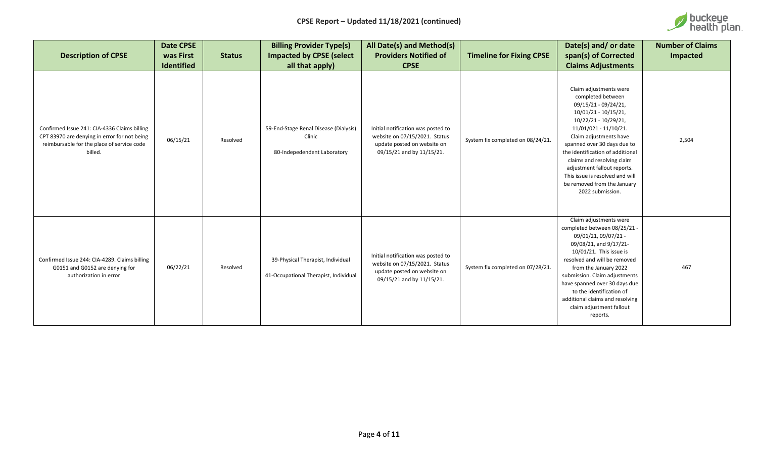## CPSE Report – Updated 11/18/2021 (continued)

| Description of CPSE | Date CPSE was First Identified | Status | Billing Provider Type(s) Impacted by CPSE (select all that apply) | All Date(s) and Method(s) Providers Notified of CPSE | Timeline for Fixing CPSE | Date(s) and/ or date span(s) of Corrected Claims Adjustments | Number of Claims Impacted |
|---|---|---|---|---|---|---|---|
| Confirmed Issue 241: CIA-4336 Claims billing CPT 83970 are denying in error for not being reimbursable for the place of service code billed. | 06/15/21 | Resolved | 59-End-Stage Renal Disease (Dialysis) Clinic<br>80-Indepedendent Laboratory | Initial notification was posted to website on 07/15/2021. Status update posted on website on 09/15/21 and by 11/15/21. | System fix completed on 08/24/21. | Claim adjustments were completed between 09/15/21 - 09/24/21, 10/01/21 - 10/15/21, 10/22/21 - 10/29/21, 11/01/021 - 11/10/21. Claim adjustments have spanned over 30 days due to the identification of additional claims and resolving claim adjustment fallout reports. This issue is resolved and will be removed from the January 2022 submission. | 2,504 |
| Confirmed Issue 244: CIA-4289. Claims billing G0151 and G0152 are denying for authorization in error | 06/22/21 | Resolved | 39-Physical Therapist, Individual<br>41-Occupational Therapist, Individual | Initial notification was posted to website on 07/15/2021. Status update posted on website on 09/15/21 and by 11/15/21. | System fix completed on 07/28/21. | Claim adjustments were completed between 08/25/21 - 09/01/21, 09/07/21 - 09/08/21, and 9/17/21- 10/01/21. This issue is resolved and will be removed from the January 2022 submission. Claim adjustments have spanned over 30 days due to the identification of additional claims and resolving claim adjustment fallout reports. | 467 |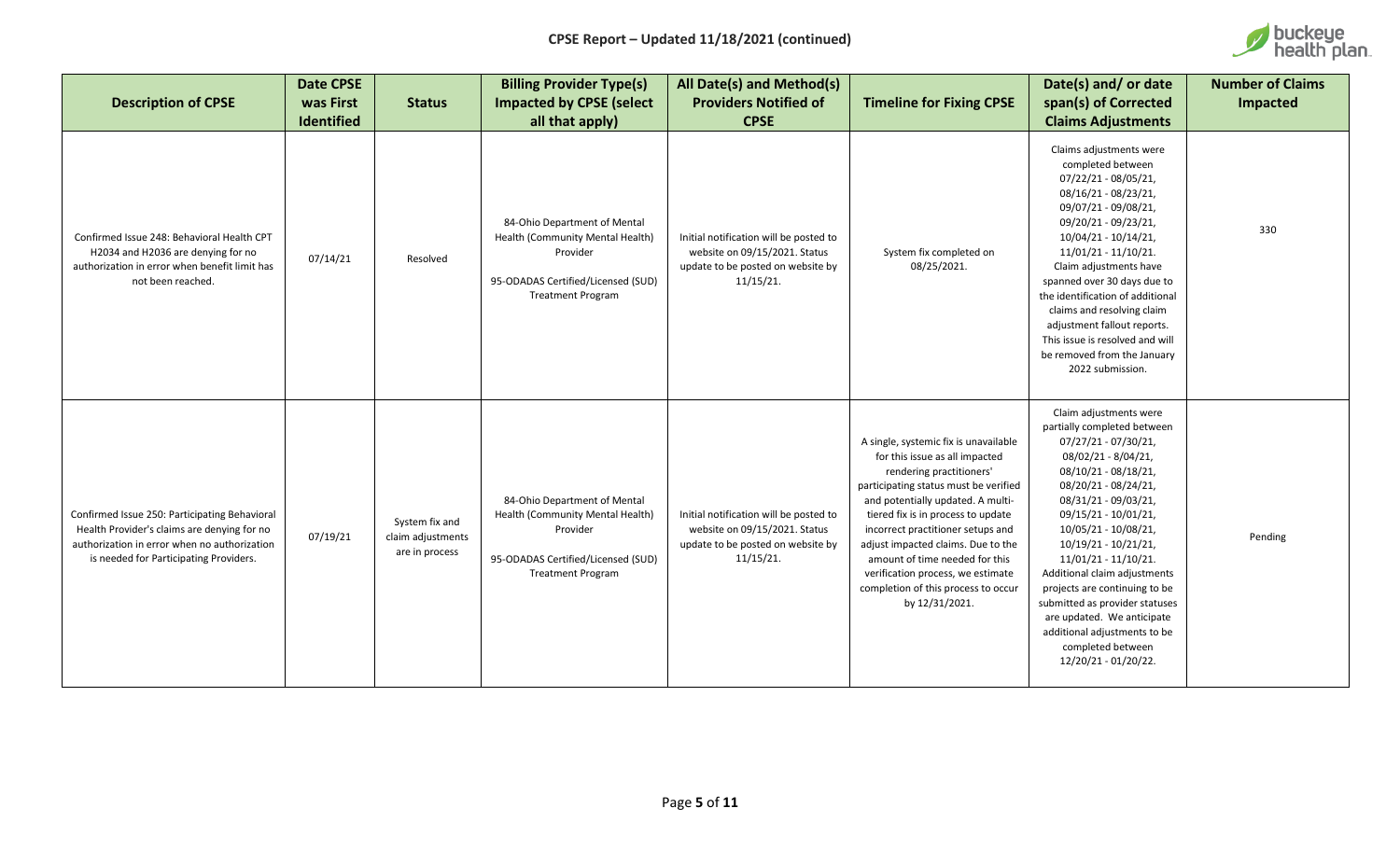# CPSE Report – Updated 11/18/2021 (continued)

| Description of CPSE | Date CPSE was First Identified | Status | Billing Provider Type(s) Impacted by CPSE (select all that apply) | All Date(s) and Method(s) Providers Notified of CPSE | Timeline for Fixing CPSE | Date(s) and/ or date span(s) of Corrected Claims Adjustments | Number of Claims Impacted |
|---|---|---|---|---|---|---|---|
| Confirmed Issue 248: Behavioral Health CPT H2034 and H2036 are denying for no authorization in error when benefit limit has not been reached. | 07/14/21 | Resolved | 84-Ohio Department of Mental Health (Community Mental Health) Provider<br><br>95-ODADAS Certified/Licensed (SUD) Treatment Program | Initial notification will be posted to website on 09/15/2021. Status update to be posted on website by 11/15/21. | System fix completed on 08/25/2021. | Claims adjustments were completed between 07/22/21 - 08/05/21, 08/16/21 - 08/23/21, 09/07/21 - 09/08/21, 09/20/21 - 09/23/21, 10/04/21 - 10/14/21, 11/01/21 - 11/10/21. Claim adjustments have spanned over 30 days due to the identification of additional claims and resolving claim adjustment fallout reports. This issue is resolved and will be removed from the January 2022 submission. | 330 |
| Confirmed Issue 250: Participating Behavioral Health Provider's claims are denying for no authorization in error when no authorization is needed for Participating Providers. | 07/19/21 | System fix and claim adjustments are in process | 84-Ohio Department of Mental Health (Community Mental Health) Provider<br><br>95-ODADAS Certified/Licensed (SUD) Treatment Program | Initial notification will be posted to website on 09/15/2021. Status update to be posted on website by 11/15/21. | A single, systemic fix is unavailable for this issue as all impacted rendering practitioners' participating status must be verified and potentially updated. A multi-tiered fix is in process to update incorrect practitioner setups and adjust impacted claims. Due to the amount of time needed for this verification process, we estimate completion of this process to occur by 12/31/2021. | Claim adjustments were partially completed between 07/27/21 - 07/30/21, 08/02/21 - 8/04/21, 08/10/21 - 08/18/21, 08/20/21 - 08/24/21, 08/31/21 - 09/03/21, 09/15/21 - 10/01/21, 10/05/21 - 10/08/21, 10/19/21 - 10/21/21, 11/01/21 - 11/10/21. Additional claim adjustments projects are continuing to be submitted as provider statuses are updated. We anticipate additional adjustments to be completed between 12/20/21 - 01/20/22. | Pending |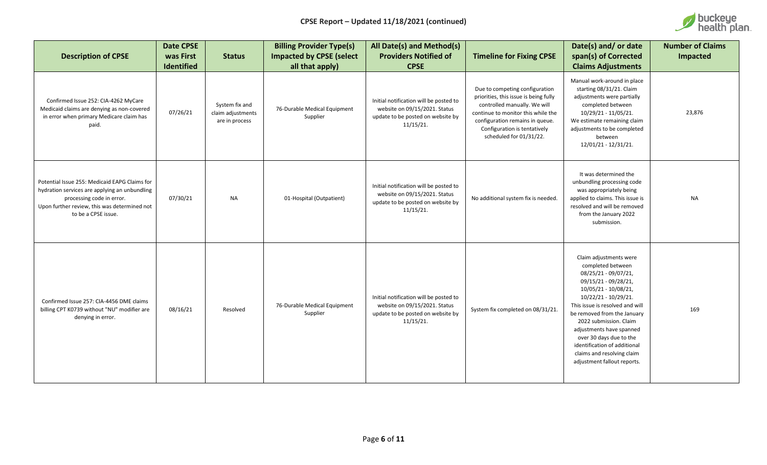## CPSE Report – Updated 11/18/2021 (continued)

| Description of CPSE | Date CPSE was First Identified | Status | Billing Provider Type(s) Impacted by CPSE (select all that apply) | All Date(s) and Method(s) Providers Notified of CPSE | Timeline for Fixing CPSE | Date(s) and/ or date span(s) of Corrected Claims Adjustments | Number of Claims Impacted |
|---|---|---|---|---|---|---|---|
| Confirmed Issue 252: CIA-4262 MyCare Medicaid claims are denying as non-covered in error when primary Medicare claim has paid. | 07/26/21 | System fix and claim adjustments are in process | 76-Durable Medical Equipment Supplier | Initial notification will be posted to website on 09/15/2021. Status update to be posted on website by 11/15/21. | Due to competing configuration priorities, this issue is being fully controlled manually. We will continue to monitor this while the configuration remains in queue. Configuration is tentatively scheduled for 01/31/22. | Manual work-around in place starting 08/31/21. Claim adjustments were partially completed between 10/29/21 - 11/05/21. We estimate remaining claim adjustments to be completed between 12/01/21 - 12/31/21. | 23,876 |
| Potential Issue 255: Medicaid EAPG Claims for hydration services are applying an unbundling processing code in error. Upon further review, this was determined not to be a CPSE issue. | 07/30/21 | NA | 01-Hospital (Outpatient) | Initial notification will be posted to website on 09/15/2021. Status update to be posted on website by 11/15/21. | No additional system fix is needed. | It was determined the unbundling processing code was appropriately being applied to claims. This issue is resolved and will be removed from the January 2022 submission. | NA |
| Confirmed Issue 257: CIA-4456 DME claims billing CPT K0739 without "NU" modifier are denying in error. | 08/16/21 | Resolved | 76-Durable Medical Equipment Supplier | Initial notification will be posted to website on 09/15/2021. Status update to be posted on website by 11/15/21. | System fix completed on 08/31/21. | Claim adjustments were completed between 08/25/21 - 09/07/21, 09/15/21 - 09/28/21, 10/05/21 - 10/08/21, 10/22/21 - 10/29/21. This issue is resolved and will be removed from the January 2022 submission. Claim adjustments have spanned over 30 days due to the identification of additional claims and resolving claim adjustment fallout reports. | 169 |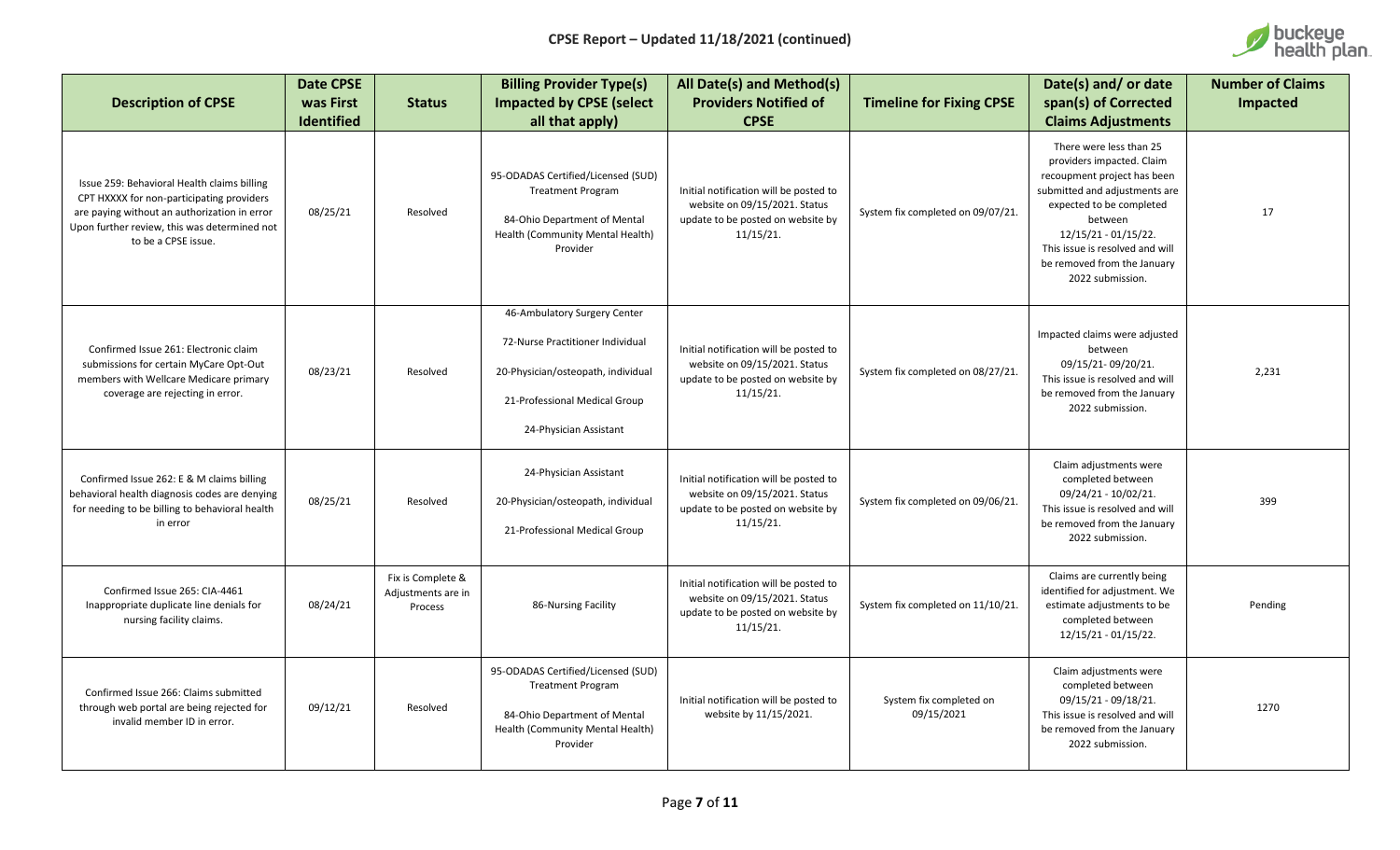# CPSE Report – Updated 11/18/2021 (continued)

| Description of CPSE | Date CPSE was First Identified | Status | Billing Provider Type(s) Impacted by CPSE (select all that apply) | All Date(s) and Method(s) Providers Notified of CPSE | Timeline for Fixing CPSE | Date(s) and/ or date span(s) of Corrected Claims Adjustments | Number of Claims Impacted |
|---|---|---|---|---|---|---|---|
| Issue 259: Behavioral Health claims billing CPT HXXXX for non-participating providers are paying without an authorization in error Upon further review, this was determined not to be a CPSE issue. | 08/25/21 | Resolved | 95-ODADAS Certified/Licensed (SUD) Treatment Program<br><br>84-Ohio Department of Mental Health (Community Mental Health) Provider | Initial notification will be posted to website on 09/15/2021. Status update to be posted on website by 11/15/21. | System fix completed on 09/07/21. | There were less than 25 providers impacted. Claim recoupment project has been submitted and adjustments are expected to be completed between 12/15/21 - 01/15/22. This issue is resolved and will be removed from the January 2022 submission. | 17 |
| Confirmed Issue 261: Electronic claim submissions for certain MyCare Opt-Out members with Wellcare Medicare primary coverage are rejecting in error. | 08/23/21 | Resolved | 46-Ambulatory Surgery Center<br><br>72-Nurse Practitioner Individual<br><br>20-Physician/osteopath, individual<br><br>21-Professional Medical Group<br><br>24-Physician Assistant | Initial notification will be posted to website on 09/15/2021. Status update to be posted on website by 11/15/21. | System fix completed on 08/27/21. | Impacted claims were adjusted between 09/15/21- 09/20/21. This issue is resolved and will be removed from the January 2022 submission. | 2,231 |
| Confirmed Issue 262: E & M claims billing behavioral health diagnosis codes are denying for needing to be billing to behavioral health in error | 08/25/21 | Resolved | 24-Physician Assistant<br><br>20-Physician/osteopath, individual<br><br>21-Professional Medical Group | Initial notification will be posted to website on 09/15/2021. Status update to be posted on website by 11/15/21. | System fix completed on 09/06/21. | Claim adjustments were completed between 09/24/21 - 10/02/21. This issue is resolved and will be removed from the January 2022 submission. | 399 |
| Confirmed Issue 265: CIA-4461 Inappropriate duplicate line denials for nursing facility claims. | 08/24/21 | Fix is Complete & Adjustments are in Process | 86-Nursing Facility | Initial notification will be posted to website on 09/15/2021. Status update to be posted on website by 11/15/21. | System fix completed on 11/10/21. | Claims are currently being identified for adjustment. We estimate adjustments to be completed between 12/15/21 - 01/15/22. | Pending |
| Confirmed Issue 266: Claims submitted through web portal are being rejected for invalid member ID in error. | 09/12/21 | Resolved | 95-ODADAS Certified/Licensed (SUD) Treatment Program<br><br>84-Ohio Department of Mental Health (Community Mental Health) Provider | Initial notification will be posted to website by 11/15/2021. | System fix completed on 09/15/2021 | Claim adjustments were completed between 09/15/21 - 09/18/21. This issue is resolved and will be removed from the January 2022 submission. | 1270 |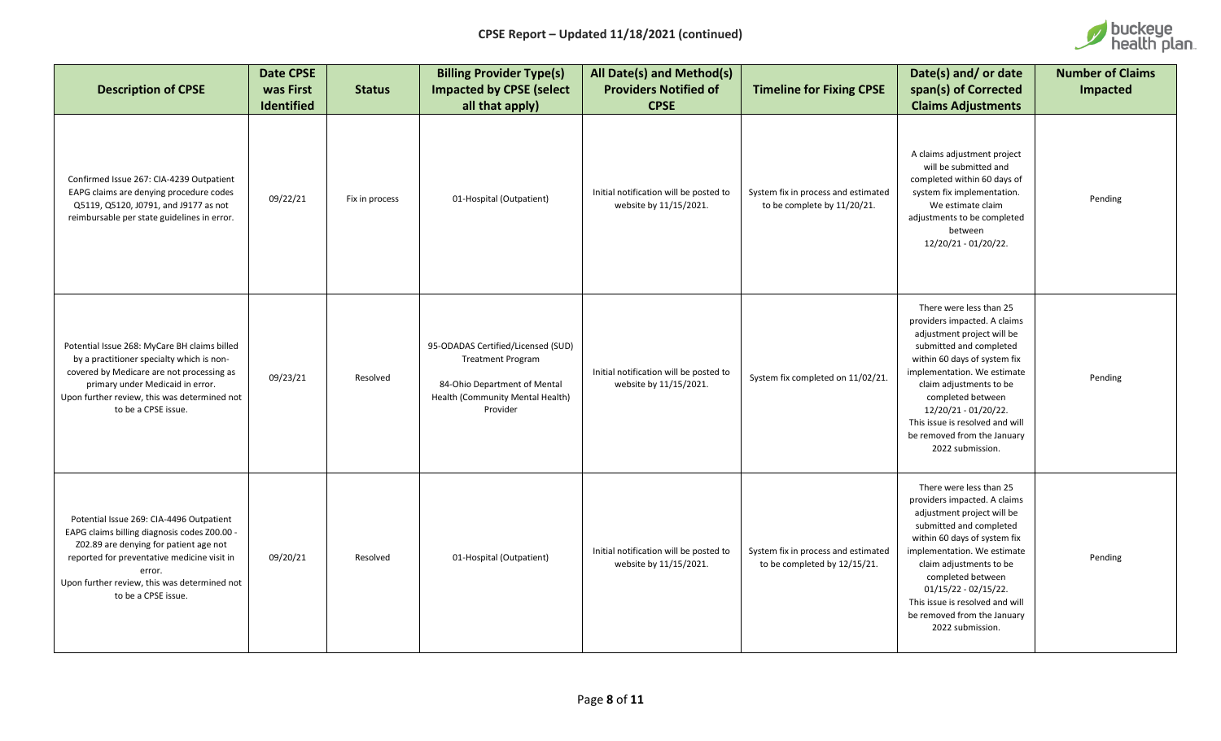# CPSE Report – Updated 11/18/2021 (continued)

| Description of CPSE | Date CPSE was First Identified | Status | Billing Provider Type(s) Impacted by CPSE (select all that apply) | All Date(s) and Method(s) Providers Notified of CPSE | Timeline for Fixing CPSE | Date(s) and/ or date span(s) of Corrected Claims Adjustments | Number of Claims Impacted |
|---|---|---|---|---|---|---|---|
| Confirmed Issue 267: CIA-4239 Outpatient EAPG claims are denying procedure codes Q5119, Q5120, J0791, and J9177 as not reimbursable per state guidelines in error. | 09/22/21 | Fix in process | 01-Hospital (Outpatient) | Initial notification will be posted to website by 11/15/2021. | System fix in process and estimated to be complete by 11/20/21. | A claims adjustment project will be submitted and completed within 60 days of system fix implementation. We estimate claim adjustments to be completed between 12/20/21 - 01/20/22. | Pending |
| Potential Issue 268: MyCare BH claims billed by a practitioner specialty which is non-covered by Medicare are not processing as primary under Medicaid in error. Upon further review, this was determined not to be a CPSE issue. | 09/23/21 | Resolved | 95-ODADAS Certified/Licensed (SUD) Treatment Program<br><br>84-Ohio Department of Mental Health (Community Mental Health) Provider | Initial notification will be posted to website by 11/15/2021. | System fix completed on 11/02/21. | There were less than 25 providers impacted. A claims adjustment project will be submitted and completed within 60 days of system fix implementation. We estimate claim adjustments to be completed between 12/20/21 - 01/20/22. This issue is resolved and will be removed from the January 2022 submission. | Pending |
| Potential Issue 269: CIA-4496 Outpatient EAPG claims billing diagnosis codes Z00.00 - Z02.89 are denying for patient age not reported for preventative medicine visit in error. Upon further review, this was determined not to be a CPSE issue. | 09/20/21 | Resolved | 01-Hospital (Outpatient) | Initial notification will be posted to website by 11/15/2021. | System fix in process and estimated to be completed by 12/15/21. | There were less than 25 providers impacted. A claims adjustment project will be submitted and completed within 60 days of system fix implementation. We estimate claim adjustments to be completed between 01/15/22 - 02/15/22. This issue is resolved and will be removed from the January 2022 submission. | Pending |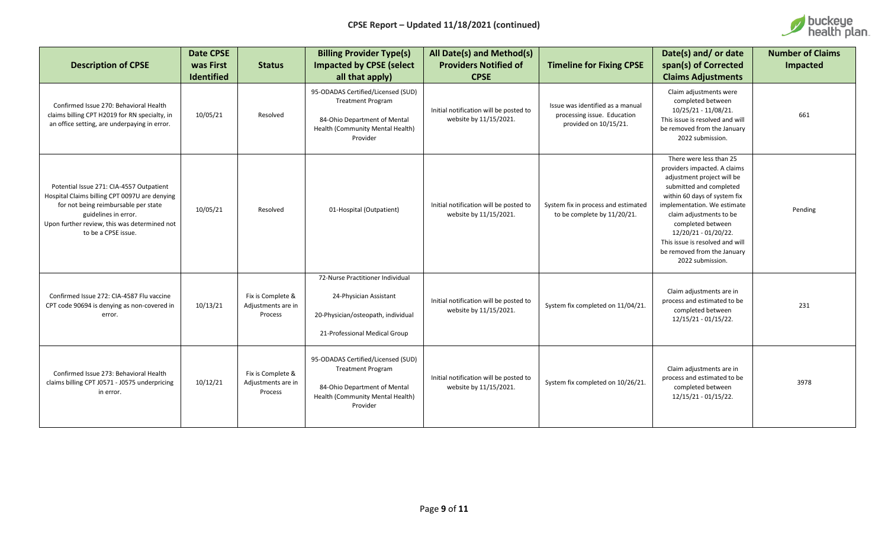# CPSE Report – Updated 11/18/2021 (continued)

| Description of CPSE | Date CPSE was First Identified | Status | Billing Provider Type(s) Impacted by CPSE (select all that apply) | All Date(s) and Method(s) Providers Notified of CPSE | Timeline for Fixing CPSE | Date(s) and/ or date span(s) of Corrected Claims Adjustments | Number of Claims Impacted |
|---|---|---|---|---|---|---|---|
| Confirmed Issue 270: Behavioral Health claims billing CPT H2019 for RN specialty, in an office setting, are underpaying in error. | 10/05/21 | Resolved | 95-ODADAS Certified/Licensed (SUD) Treatment Program<br><br>84-Ohio Department of Mental Health (Community Mental Health) Provider | Initial notification will be posted to website by 11/15/2021. | Issue was identified as a manual processing issue. Education provided on 10/15/21. | Claim adjustments were completed between 10/25/21 - 11/08/21. This issue is resolved and will be removed from the January 2022 submission. | 661 |
| Potential Issue 271: CIA-4557 Outpatient Hospital Claims billing CPT 0097U are denying for not being reimbursable per state guidelines in error.<br>Upon further review, this was determined not to be a CPSE issue. | 10/05/21 | Resolved | 01-Hospital (Outpatient) | Initial notification will be posted to website by 11/15/2021. | System fix in process and estimated to be complete by 11/20/21. | There were less than 25 providers impacted. A claims adjustment project will be submitted and completed within 60 days of system fix implementation. We estimate claim adjustments to be completed between 12/20/21 - 01/20/22. This issue is resolved and will be removed from the January 2022 submission. | Pending |
| Confirmed Issue 272: CIA-4587 Flu vaccine CPT code 90694 is denying as non-covered in error. | 10/13/21 | Fix is Complete & Adjustments are in Process | 72-Nurse Practitioner Individual<br><br>24-Physician Assistant<br><br>20-Physician/osteopath, individual<br><br>21-Professional Medical Group | Initial notification will be posted to website by 11/15/2021. | System fix completed on 11/04/21. | Claim adjustments are in process and estimated to be completed between 12/15/21 - 01/15/22. | 231 |
| Confirmed Issue 273: Behavioral Health claims billing CPT J0571 - J0575 underpricing in error. | 10/12/21 | Fix is Complete & Adjustments are in Process | 95-ODADAS Certified/Licensed (SUD) Treatment Program<br><br>84-Ohio Department of Mental Health (Community Mental Health) Provider | Initial notification will be posted to website by 11/15/2021. | System fix completed on 10/26/21. | Claim adjustments are in process and estimated to be completed between 12/15/21 - 01/15/22. | 3978 |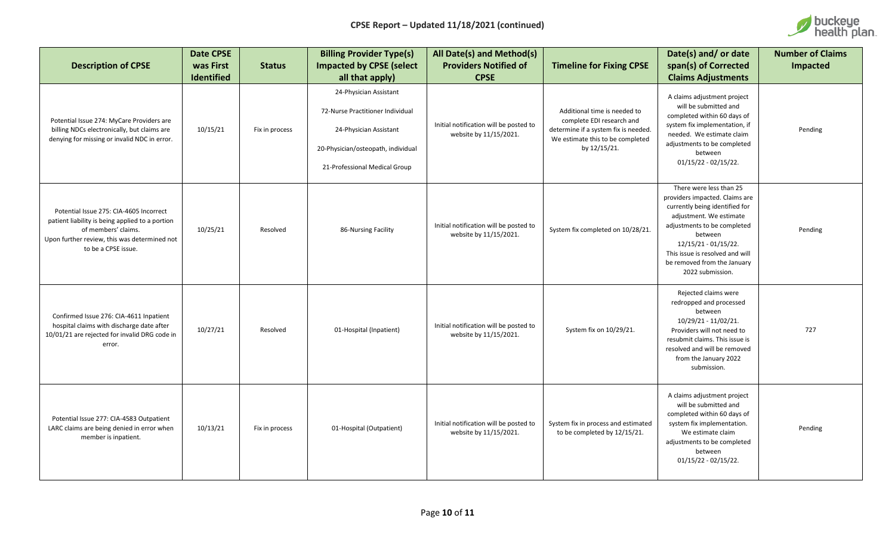# CPSE Report – Updated 11/18/2021 (continued)

| Description of CPSE | Date CPSE was First Identified | Status | Billing Provider Type(s) Impacted by CPSE (select all that apply) | All Date(s) and Method(s) Providers Notified of CPSE | Timeline for Fixing CPSE | Date(s) and/ or date span(s) of Corrected Claims Adjustments | Number of Claims Impacted |
|---|---|---|---|---|---|---|---|
| Potential Issue 274: MyCare Providers are billing NDCs electronically, but claims are denying for missing or invalid NDC in error. | 10/15/21 | Fix in process | 24-Physician Assistant<br><br>72-Nurse Practitioner Individual<br><br>24-Physician Assistant<br><br>20-Physician/osteopath, individual<br><br>21-Professional Medical Group | Initial notification will be posted to website by 11/15/2021. | Additional time is needed to complete EDI research and determine if a system fix is needed. We estimate this to be completed by 12/15/21. | A claims adjustment project will be submitted and completed within 60 days of system fix implementation, if needed. We estimate claim adjustments to be completed between 01/15/22 - 02/15/22. | Pending |
| Potential Issue 275: CIA-4605 Incorrect patient liability is being applied to a portion of members' claims.<br>Upon further review, this was determined not to be a CPSE issue. | 10/25/21 | Resolved | 86-Nursing Facility | Initial notification will be posted to website by 11/15/2021. | System fix completed on 10/28/21. | There were less than 25 providers impacted. Claims are currently being identified for adjustment. We estimate adjustments to be completed between 12/15/21 - 01/15/22. This issue is resolved and will be removed from the January 2022 submission. | Pending |
| Confirmed Issue 276: CIA-4611 Inpatient hospital claims with discharge date after 10/01/21 are rejected for invalid DRG code in error. | 10/27/21 | Resolved | 01-Hospital (Inpatient) | Initial notification will be posted to website by 11/15/2021. | System fix on 10/29/21. | Rejected claims were redropped and processed between 10/29/21 - 11/02/21. Providers will not need to resubmit claims. This issue is resolved and will be removed from the January 2022 submission. | 727 |
| Potential Issue 277: CIA-4583 Outpatient LARC claims are being denied in error when member is inpatient. | 10/13/21 | Fix in process | 01-Hospital (Outpatient) | Initial notification will be posted to website by 11/15/2021. | System fix in process and estimated to be completed by 12/15/21. | A claims adjustment project will be submitted and completed within 60 days of system fix implementation. We estimate claim adjustments to be completed between 01/15/22 - 02/15/22. | Pending |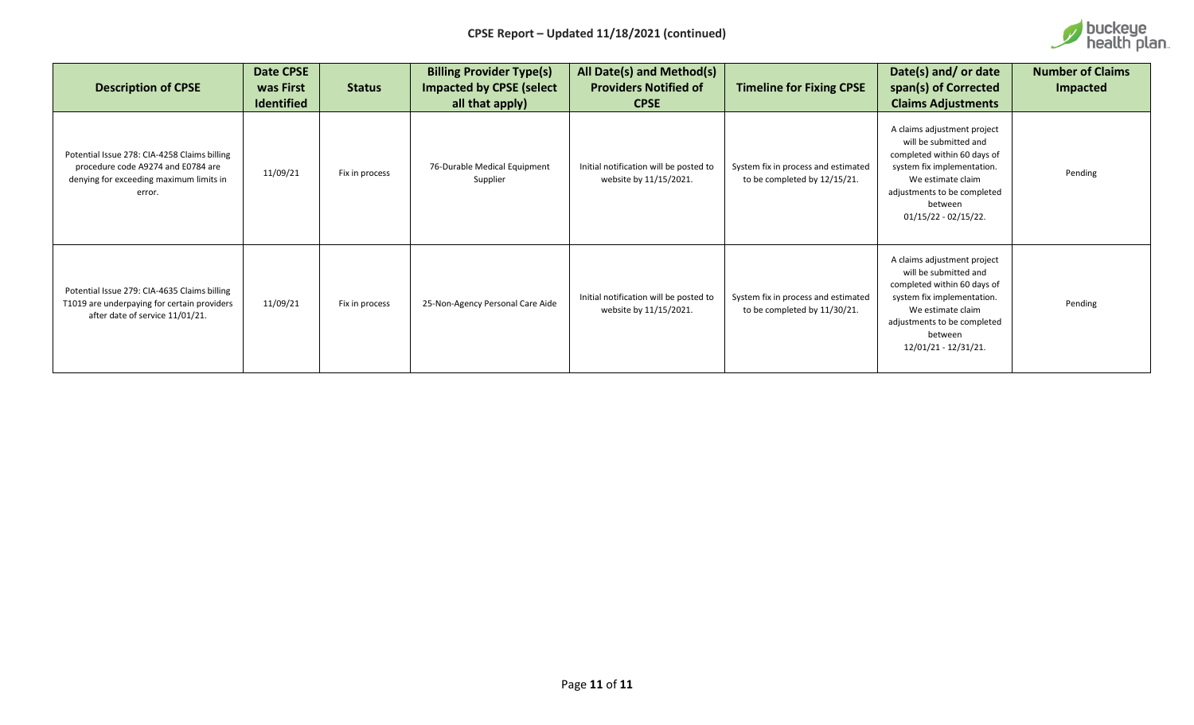| Description of CPSE | Date CPSE was First Identified | Status | Billing Provider Type(s) Impacted by CPSE (select all that apply) | All Date(s) and Method(s) Providers Notified of CPSE | Timeline for Fixing CPSE | Date(s) and/ or date span(s) of Corrected Claims Adjustments | Number of Claims Impacted |
|---|---|---|---|---|---|---|---|
| Potential Issue 278: CIA-4258 Claims billing procedure code A9274 and E0784 are denying for exceeding maximum limits in error. | 11/09/21 | Fix in process | 76-Durable Medical Equipment Supplier | Initial notification will be posted to website by 11/15/2021. | System fix in process and estimated to be completed by 12/15/21. | A claims adjustment project will be submitted and completed within 60 days of system fix implementation. We estimate claim adjustments to be completed between 01/15/22 - 02/15/22. | Pending |
| Potential Issue 279: CIA-4635 Claims billing T1019 are underpaying for certain providers after date of service 11/01/21. | 11/09/21 | Fix in process | 25-Non-Agency Personal Care Aide | Initial notification will be posted to website by 11/15/2021. | System fix in process and estimated to be completed by 11/30/21. | A claims adjustment project will be submitted and completed within 60 days of system fix implementation. We estimate claim adjustments to be completed between 12/01/21 - 12/31/21. | Pending |